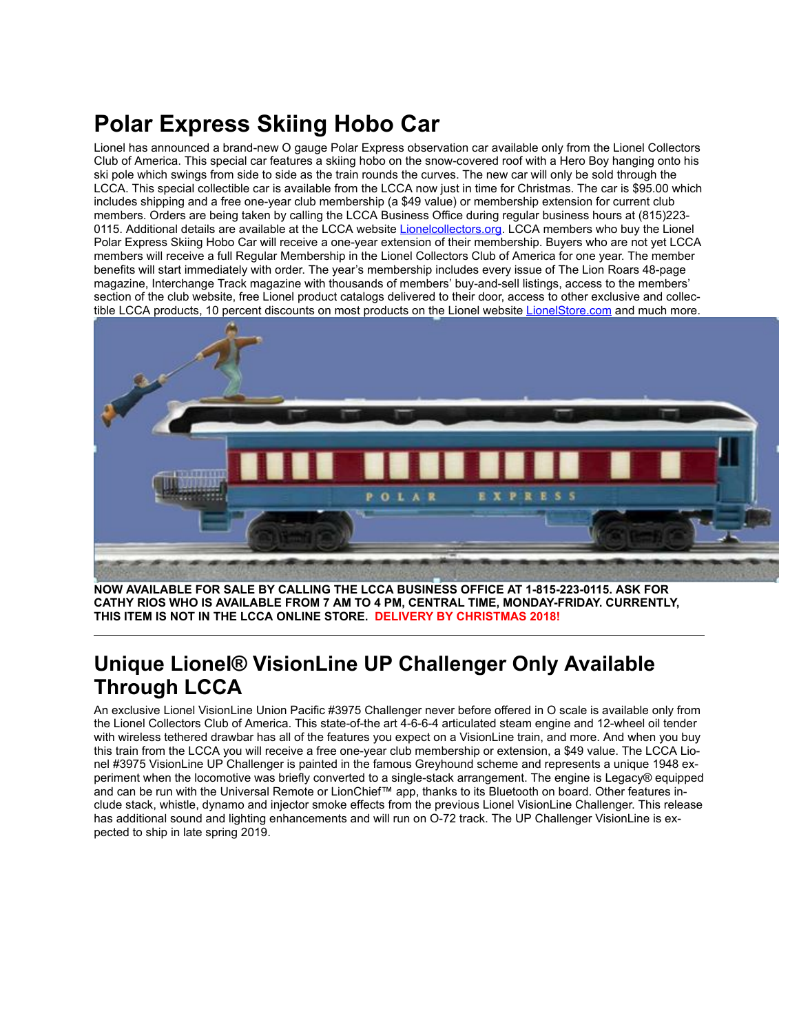# Polar Express Skiing Hobo Car

Lionel has announced a brand-new O gauge Polar Express observation car available only from the Lionel Collectors Club of America. This special car features a skiing hobo on the snow-covered roof with a Hero Boy hanging onto his ski pole which swings from side to side as the train rounds the curves. The new car will only be sold through the LCCA. This special collectible car is available from the LCCA now just in time for Christmas. The car is $95.00 which includes shipping and a free one-year club membership (a $49 value) or membership extension for current club members. Orders are being taken by calling the LCCA Business Office during regular business hours at (815)223-0115. Additional details are available at the LCCA website Lionelcollectors.org. LCCA members who buy the Lionel Polar Express Skiing Hobo Car will receive a one-year extension of their membership. Buyers who are not yet LCCA members will receive a full Regular Membership in the Lionel Collectors Club of America for one year. The member benefits will start immediately with order. The year's membership includes every issue of The Lion Roars 48-page magazine, Interchange Track magazine with thousands of members' buy-and-sell listings, access to the members' section of the club website, free Lionel product catalogs delivered to their door, access to other exclusive and collectible LCCA products, 10 percent discounts on most products on the Lionel website LionelStore.com and much more.

**NOW AVAILABLE FOR SALE BY CALLING THE LCCA BUSINESS OFFICE AT 1-815-223-0115. ASK FOR CATHY RIOS WHO IS AVAILABLE FROM 7 AM TO 4 PM, CENTRAL TIME, MONDAY-FRIDAY. CURRENTLY, THIS ITEM IS NOT IN THE LCCA ONLINE STORE. DELIVERY BY CHRISTMAS 2018!**

---

# Unique Lionel® VisionLine UP Challenger Only Available Through LCCA

An exclusive Lionel VisionLine Union Pacific #3975 Challenger never before offered in O scale is available only from the Lionel Collectors Club of America. This state-of-the art 4-6-6-4 articulated steam engine and 12-wheel oil tender with wireless tethered drawbar has all of the features you expect on a VisionLine train, and more. And when you buy this train from the LCCA you will receive a free one-year club membership or extension, a $49 value. The LCCA Lionel #3975 VisionLine UP Challenger is painted in the famous Greyhound scheme and represents a unique 1948 experiment when the locomotive was briefly converted to a single-stack arrangement. The engine is Legacy® equipped and can be run with the Universal Remote or LionChief™ app, thanks to its Bluetooth on board. Other features include stack, whistle, dynamo and injector smoke effects from the previous Lionel VisionLine Challenger. This release has additional sound and lighting enhancements and will run on O-72 track. The UP Challenger VisionLine is expected to ship in late spring 2019.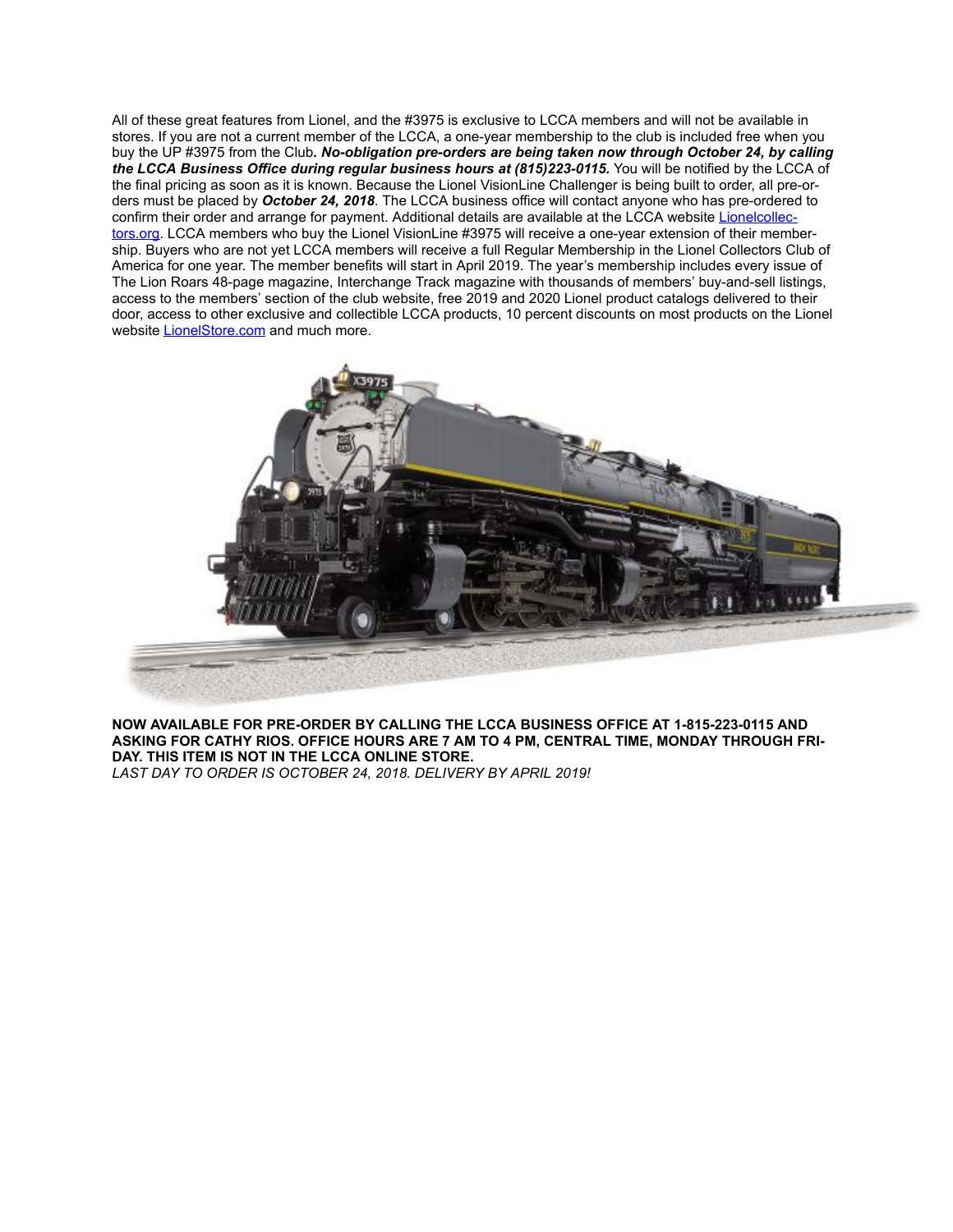All of these great features from Lionel, and the #3975 is exclusive to LCCA members and will not be available in stores. If you are not a current member of the LCCA, a one-year membership to the club is included free when you buy the UP #3975 from the Club***. No-obligation pre-orders are being taken now through October 24, by calling the LCCA Business Office during regular business hours at (815)223-0115.*** You will be notified by the LCCA of the final pricing as soon as it is known. Because the Lionel VisionLine Challenger is being built to order, all pre-orders must be placed by ***October 24, 2018***. The LCCA business office will contact anyone who has pre-ordered to confirm their order and arrange for payment. Additional details are available at the LCCA website Lionelcollectors.org. LCCA members who buy the Lionel VisionLine #3975 will receive a one-year extension of their membership. Buyers who are not yet LCCA members will receive a full Regular Membership in the Lionel Collectors Club of America for one year. The member benefits will start in April 2019. The year's membership includes every issue of The Lion Roars 48-page magazine, Interchange Track magazine with thousands of members' buy-and-sell listings, access to the members' section of the club website, free 2019 and 2020 Lionel product catalogs delivered to their door, access to other exclusive and collectible LCCA products, 10 percent discounts on most products on the Lionel website LionelStore.com and much more.

**NOW AVAILABLE FOR PRE-ORDER BY CALLING THE LCCA BUSINESS OFFICE AT 1-815-223-0115 AND ASKING FOR CATHY RIOS. OFFICE HOURS ARE 7 AM TO 4 PM, CENTRAL TIME, MONDAY THROUGH FRIDAY. THIS ITEM IS NOT IN THE LCCA ONLINE STORE.**
*LAST DAY TO ORDER IS OCTOBER 24, 2018. DELIVERY BY APRIL 2019!*